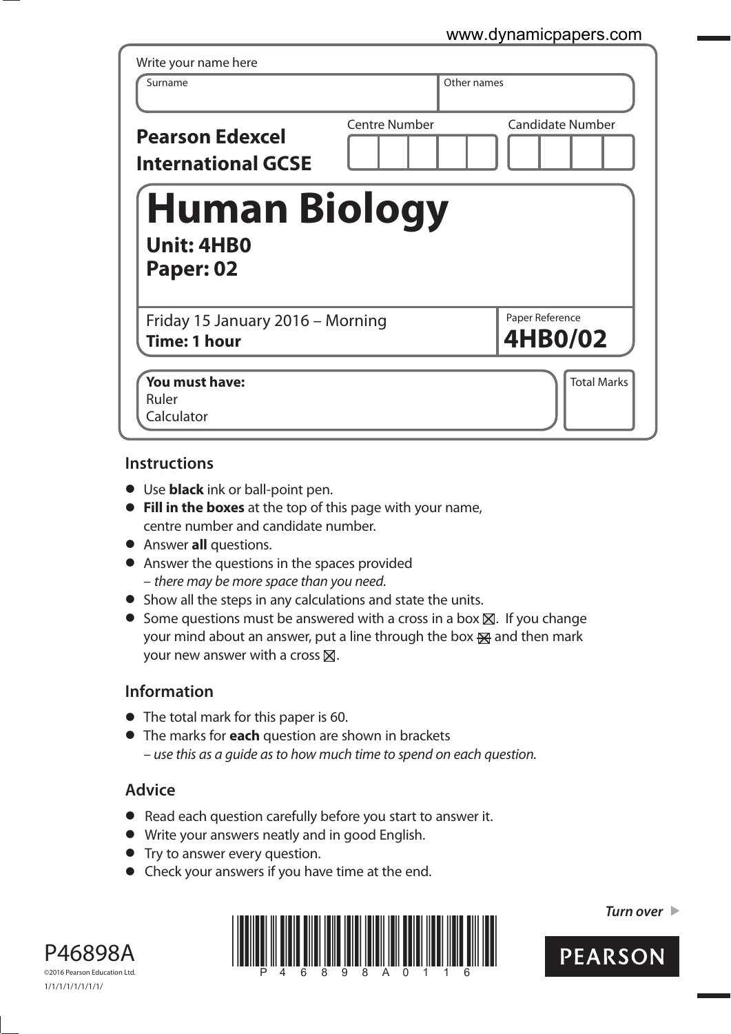www.dynamicpapers.com

Write your name here

| Surname | Other names |
| --- | --- |
| | |

**Pearson Edexcel International GCSE**

| Centre Number | Candidate Number |
| --- | --- |
| | |

# Human Biology

**Unit: 4HB0**
**Paper: 02**

Friday 15 January 2016 – Morning
**Time: 1 hour**

Paper Reference
**4HB0/02**

**You must have:**
Ruler
Calculator

Total Marks

## Instructions

- Use **black** ink or ball-point pen.
- **Fill in the boxes** at the top of this page with your name, centre number and candidate number.
- Answer **all** questions.
- Answer the questions in the spaces provided
  – *there may be more space than you need.*
- Show all the steps in any calculations and state the units.
- Some questions must be answered with a cross in a box ☒. If you change your mind about an answer, put a line through the box ☒ and then mark your new answer with a cross ☒.

## Information

- The total mark for this paper is 60.
- The marks for **each** question are shown in brackets
  – *use this as a guide as to how much time to spend on each question.*

## Advice

- Read each question carefully before you start to answer it.
- Write your answers neatly and in good English.
- Try to answer every question.
- Check your answers if you have time at the end.

*Turn over* ▶

P46898A
©2016 Pearson Education Ltd.
1/1/1/1/1/1/1/1/

PEARSON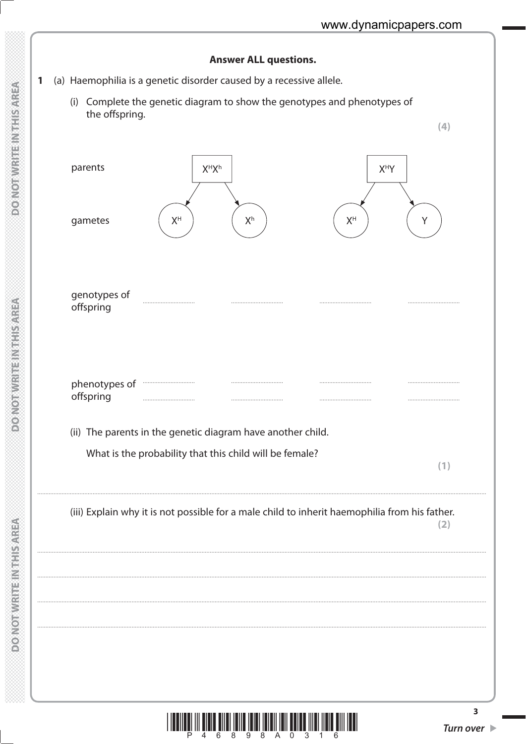**Answer ALL questions.**

**1** (a) Haemophilia is a genetic disorder caused by a recessive allele.

(i) Complete the genetic diagram to show the genotypes and phenotypes of the offspring.

**(4)**

parents $X^HX^h$ $X^HY$

gametes $X^H$ $X^h$ $X^H$ $Y$

genotypes of offspring .................. .................. .................. ..................

phenotypes of offspring .................. .................. .................. ..................

(ii) The parents in the genetic diagram have another child.

What is the probability that this child will be female?

**(1)**

....................................................................................................................................................

(iii) Explain why it is not possible for a male child to inherit haemophilia from his father.

**(2)**

....................................................................................................................................................

....................................................................................................................................................

....................................................................................................................................................

....................................................................................................................................................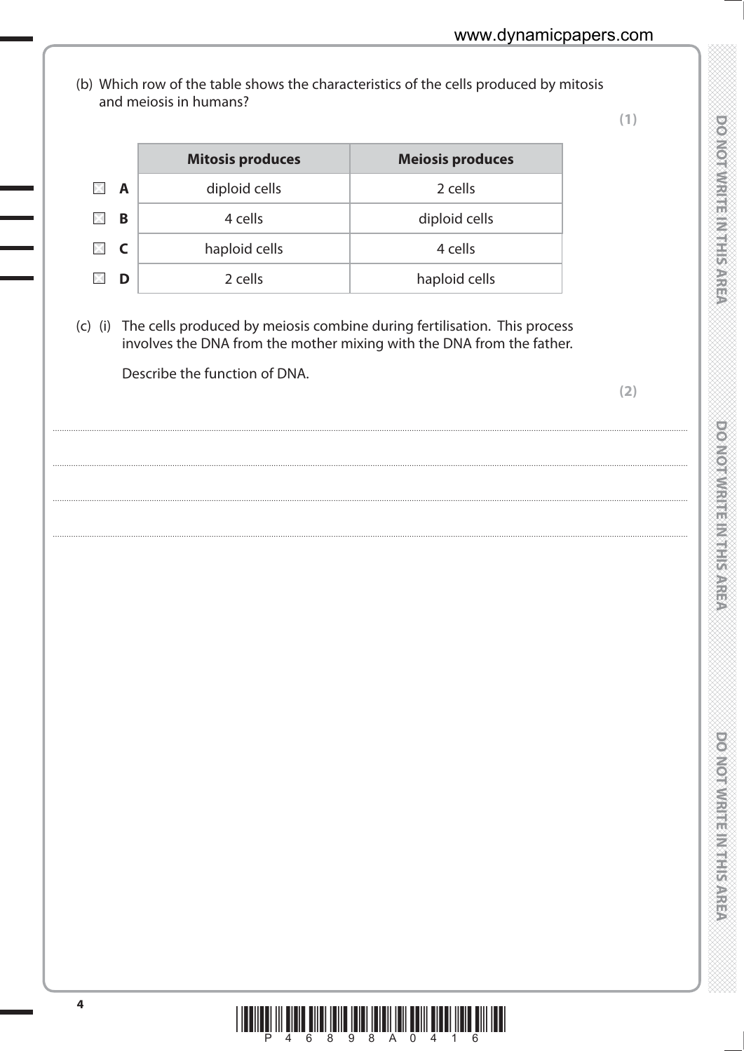(b) Which row of the table shows the characteristics of the cells produced by mitosis and meiosis in humans?

**(1)**

| | Mitosis produces | Meiosis produces |
|---|---|---|
| ☒ **A** | diploid cells | 2 cells |
| ☒ **B** | 4 cells | diploid cells |
| ☒ **C** | haploid cells | 4 cells |
| ☒ **D** | 2 cells | haploid cells |

(c) (i) The cells produced by meiosis combine during fertilisation. This process involves the DNA from the mother mixing with the DNA from the father.

Describe the function of DNA.

**(2)**

..................................................................................................................................................

..................................................................................................................................................

..................................................................................................................................................

..................................................................................................................................................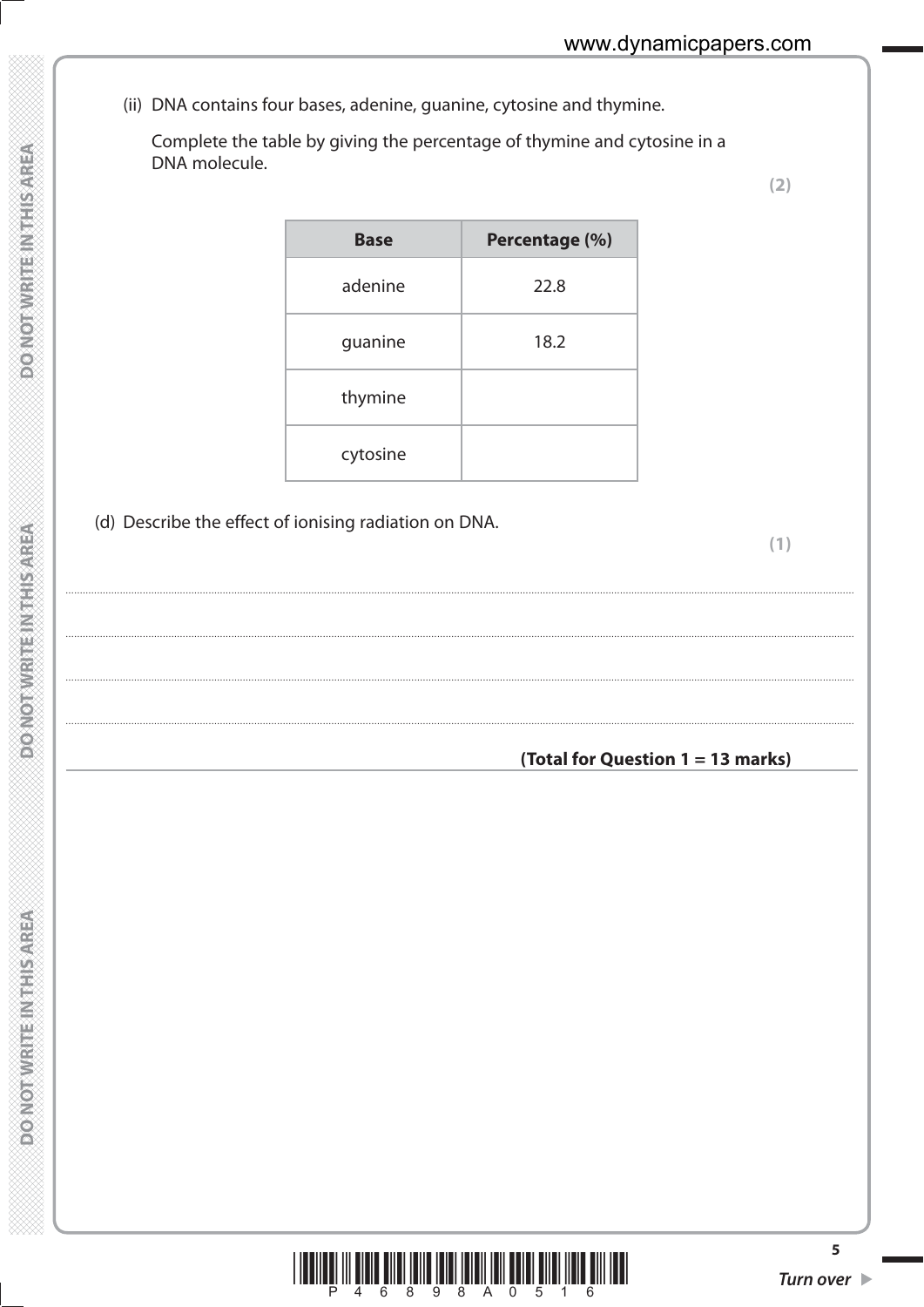(ii) DNA contains four bases, adenine, guanine, cytosine and thymine.

Complete the table by giving the percentage of thymine and cytosine in a DNA molecule.

**(2)**

| Base | Percentage (%) |
|---|---|
| adenine | 22.8 |
| guanine | 18.2 |
| thymine | |
| cytosine | |

(d) Describe the effect of ionising radiation on DNA.

**(1)**

.......................................................................................................................................................................................

.......................................................................................................................................................................................

.......................................................................................................................................................................................

.......................................................................................................................................................................................

**(Total for Question 1 = 13 marks)**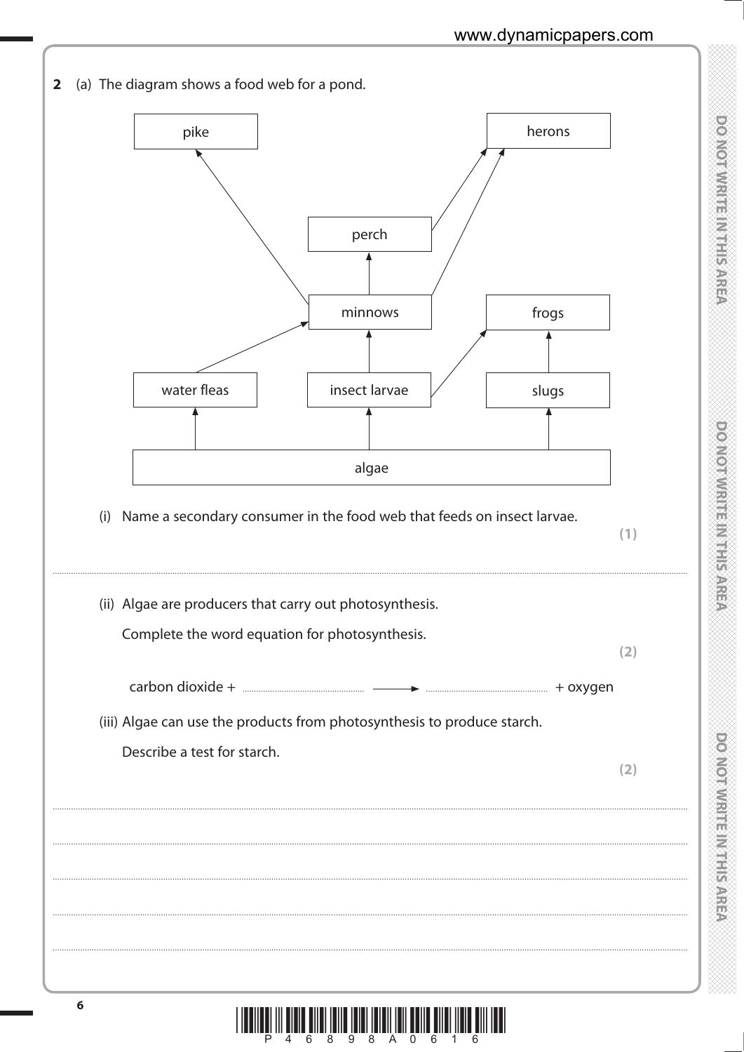**2** (a) The diagram shows a food web for a pond.

(i) Name a secondary consumer in the food web that feeds on insect larvae. **(1)**

..............................................................................................................................................

(ii) Algae are producers that carry out photosynthesis.

Complete the word equation for photosynthesis. **(2)**

carbon dioxide + .............................. ⟶ .............................. + oxygen

(iii) Algae can use the products from photosynthesis to produce starch.

Describe a test for starch. **(2)**

..............................................................................................................................................

..............................................................................................................................................

..............................................................................................................................................

..............................................................................................................................................

..............................................................................................................................................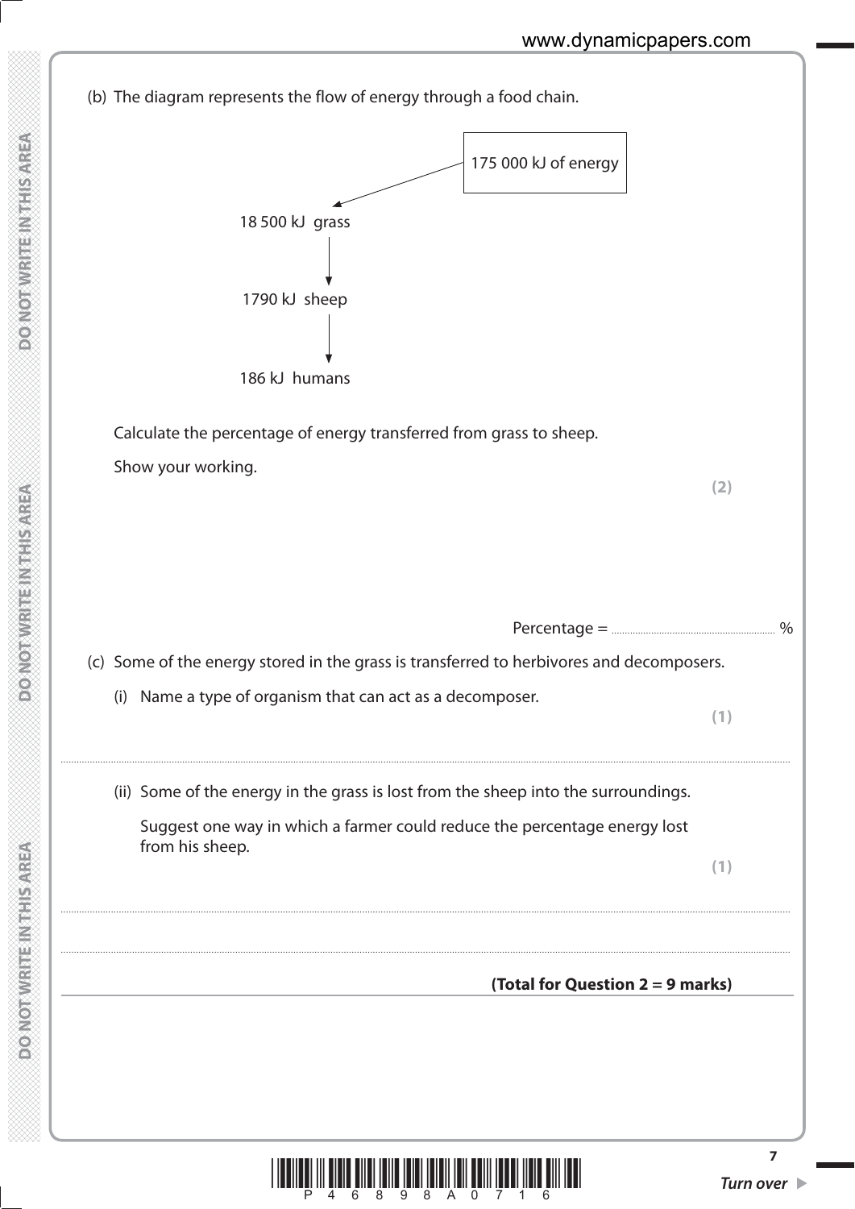(b) The diagram represents the flow of energy through a food chain.

175 000 kJ of energy

18 500 kJ grass

↓

1790 kJ sheep

↓

186 kJ humans

Calculate the percentage of energy transferred from grass to sheep.

Show your working.

**(2)**

Percentage = .................................... %

(c) Some of the energy stored in the grass is transferred to herbivores and decomposers.

(i) Name a type of organism that can act as a decomposer.

**(1)**

..........................................................................................................................................

(ii) Some of the energy in the grass is lost from the sheep into the surroundings.

Suggest one way in which a farmer could reduce the percentage energy lost from his sheep.

**(1)**

..........................................................................................................................................

..........................................................................................................................................

**(Total for Question 2 = 9 marks)**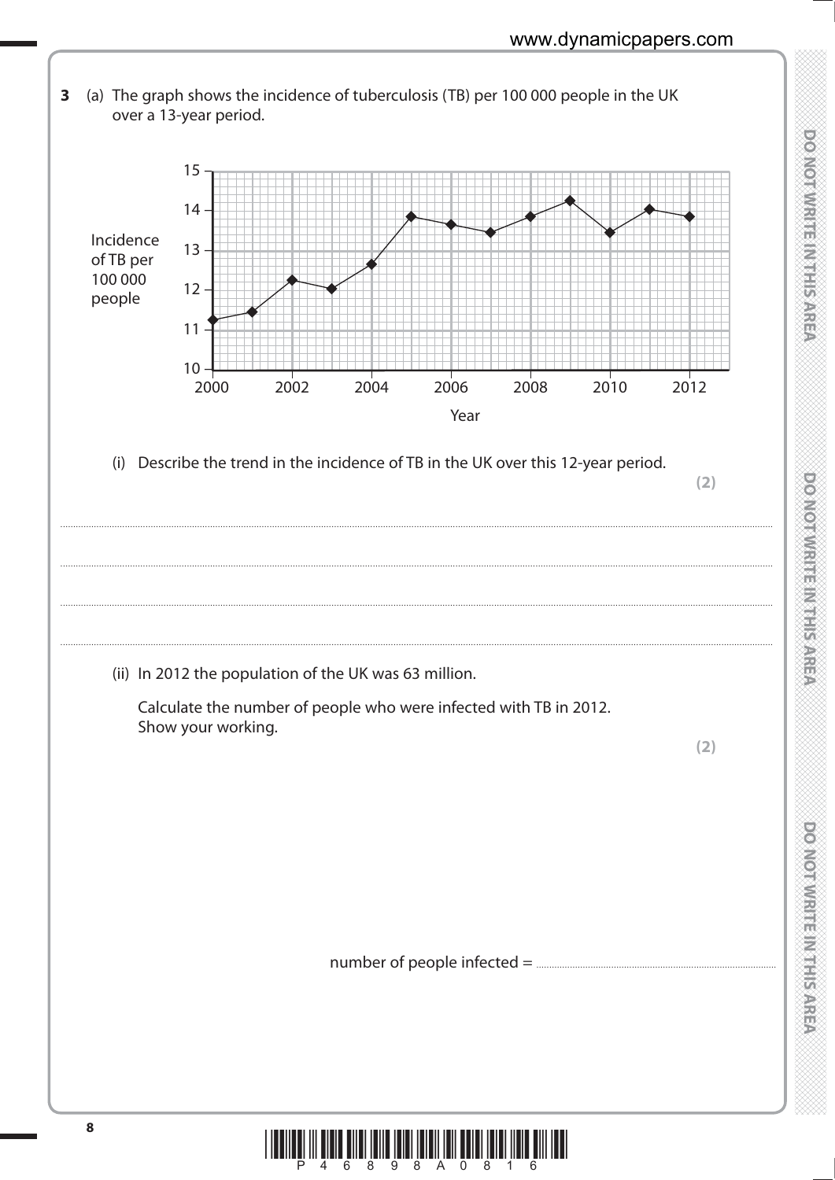**3** (a) The graph shows the incidence of tuberculosis (TB) per 100 000 people in the UK over a 13-year period.

Incidence of TB per 100 000 people

Year

(i) Describe the trend in the incidence of TB in the UK over this 12-year period.

**(2)**

..........................................................................................................................................................................................................

..........................................................................................................................................................................................................

..........................................................................................................................................................................................................

..........................................................................................................................................................................................................

(ii) In 2012 the population of the UK was 63 million.

Calculate the number of people who were infected with TB in 2012.
Show your working.

**(2)**

number of people infected = ..............................................................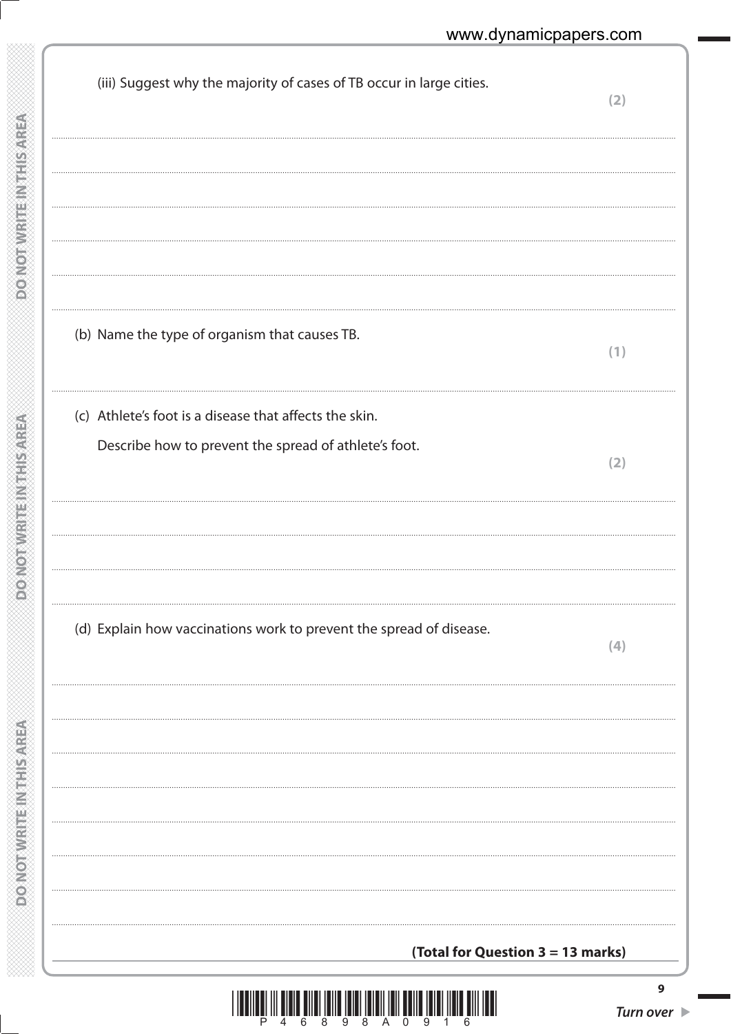(iii) Suggest why the majority of cases of TB occur in large cities.

**(2)**

(b) Name the type of organism that causes TB.

**(1)**

(c) Athlete's foot is a disease that affects the skin.

Describe how to prevent the spread of athlete's foot.

**(2)**

(d) Explain how vaccinations work to prevent the spread of disease.

**(4)**

**(Total for Question 3 = 13 marks)**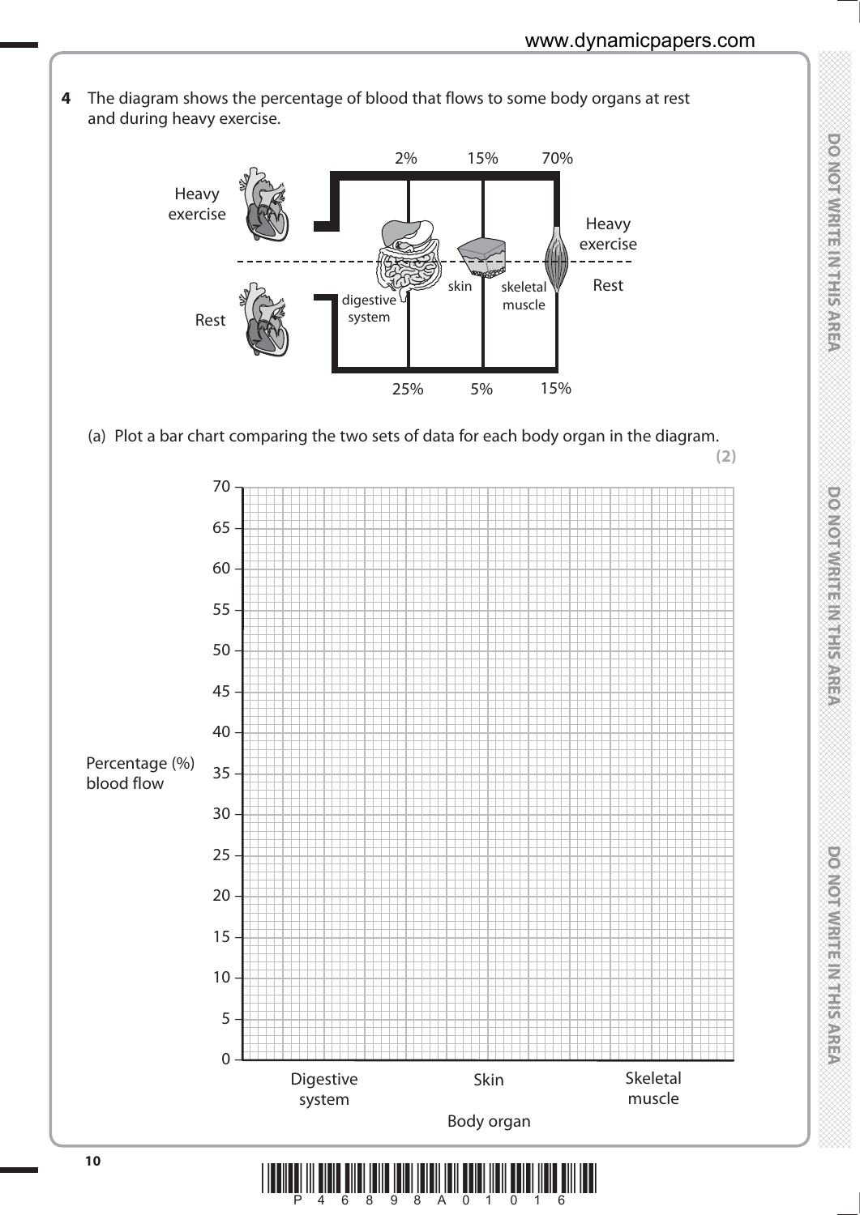**4** The diagram shows the percentage of blood that flows to some body organs at rest and during heavy exercise.

| | digestive system | skin | skeletal muscle |
|---|---|---|---|
| Heavy exercise | 2% | 15% | 70% |
| Rest | 25% | 5% | 15% |

(a) Plot a bar chart comparing the two sets of data for each body organ in the diagram.

**(2)**

Percentage (%) blood flow (axis 0–70)

Body organ: Digestive system, Skin, Skeletal muscle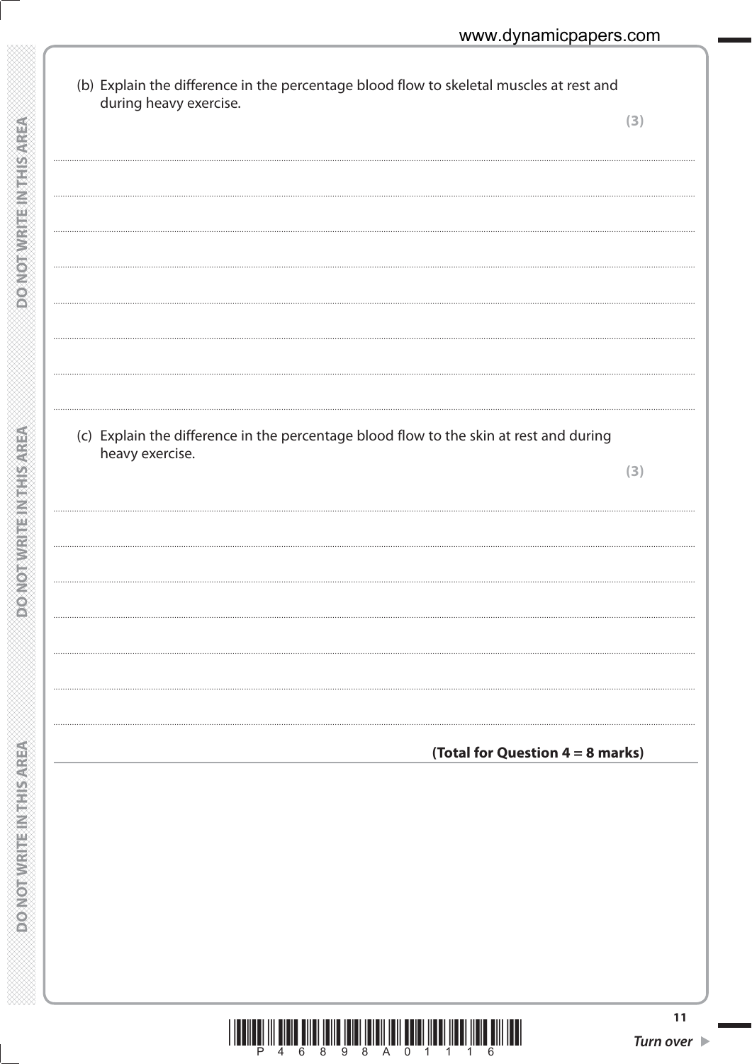(b) Explain the difference in the percentage blood flow to skeletal muscles at rest and during heavy exercise.

**(3)**

..............................................................................................................................................

..............................................................................................................................................

..............................................................................................................................................

..............................................................................................................................................

..............................................................................................................................................

..............................................................................................................................................

..............................................................................................................................................

(c) Explain the difference in the percentage blood flow to the skin at rest and during heavy exercise.

**(3)**

..............................................................................................................................................

..............................................................................................................................................

..............................................................................................................................................

..............................................................................................................................................

..............................................................................................................................................

..............................................................................................................................................

..............................................................................................................................................

**(Total for Question 4 = 8 marks)**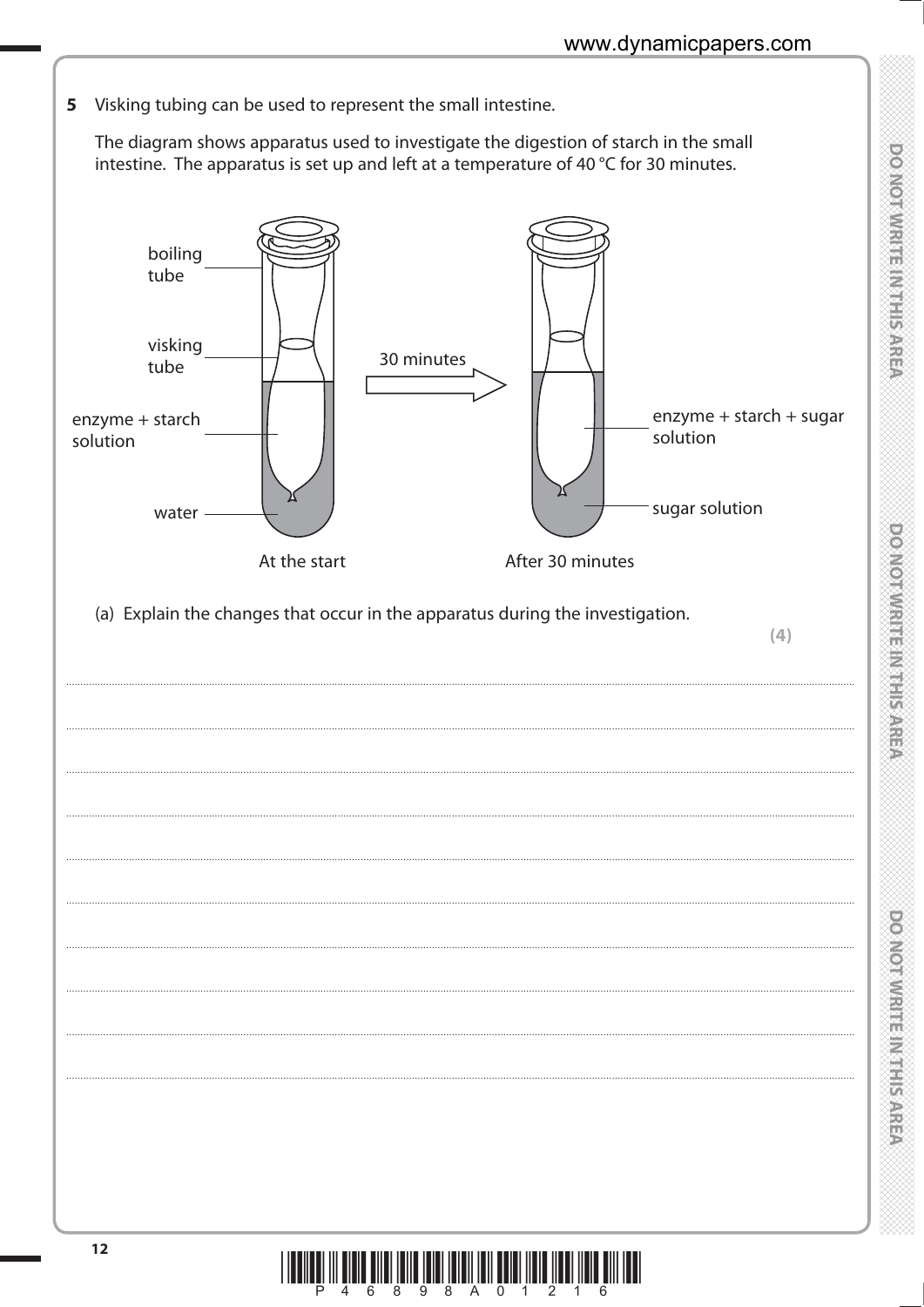**5** Visking tubing can be used to represent the small intestine.

The diagram shows apparatus used to investigate the digestion of starch in the small intestine. The apparatus is set up and left at a temperature of 40 °C for 30 minutes.

boiling tube

visking tube

enzyme + starch solution

water

At the start

30 minutes

enzyme + starch + sugar solution

sugar solution

After 30 minutes

(a) Explain the changes that occur in the apparatus during the investigation.

**(4)**

.......................................................................................................................................................................................................................................................................

.......................................................................................................................................................................................................................................................................

.......................................................................................................................................................................................................................................................................

.......................................................................................................................................................................................................................................................................

.......................................................................................................................................................................................................................................................................

.......................................................................................................................................................................................................................................................................

.......................................................................................................................................................................................................................................................................

.......................................................................................................................................................................................................................................................................

.......................................................................................................................................................................................................................................................................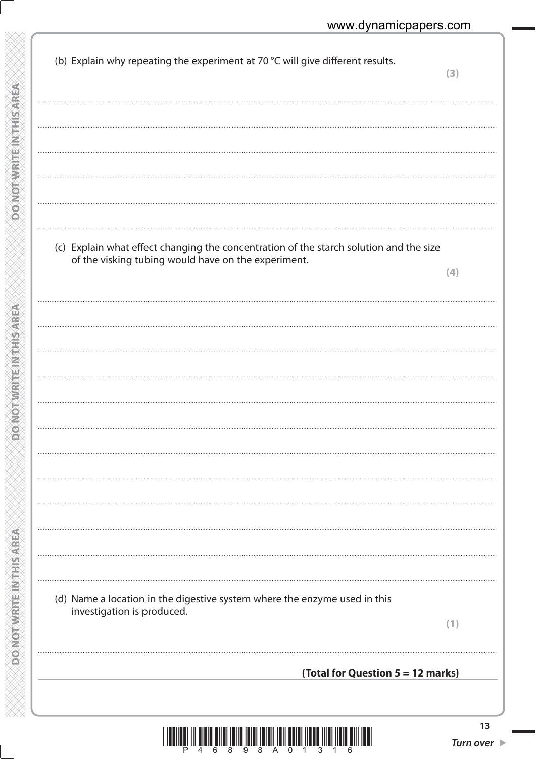(b) Explain why repeating the experiment at 70 °C will give different results.

**(3)**

.......................................................................................................................................................................................................................

.......................................................................................................................................................................................................................

.......................................................................................................................................................................................................................

.......................................................................................................................................................................................................................

.......................................................................................................................................................................................................................

(c) Explain what effect changing the concentration of the starch solution and the size of the visking tubing would have on the experiment.

**(4)**

.......................................................................................................................................................................................................................

.......................................................................................................................................................................................................................

.......................................................................................................................................................................................................................

.......................................................................................................................................................................................................................

.......................................................................................................................................................................................................................

.......................................................................................................................................................................................................................

.......................................................................................................................................................................................................................

.......................................................................................................................................................................................................................

.......................................................................................................................................................................................................................

.......................................................................................................................................................................................................................

.......................................................................................................................................................................................................................

(d) Name a location in the digestive system where the enzyme used in this investigation is produced.

**(1)**

.......................................................................................................................................................................................................................

**(Total for Question 5 = 12 marks)**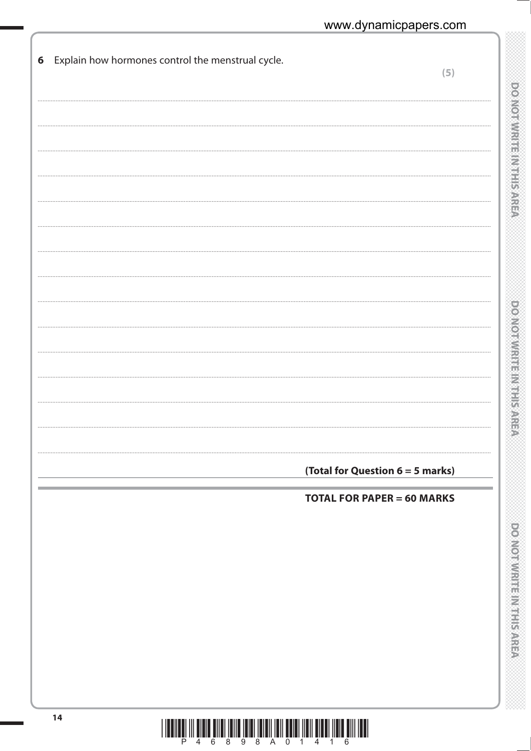**6** Explain how hormones control the menstrual cycle.

**(5)**

**(Total for Question 6 = 5 marks)**

**TOTAL FOR PAPER = 60 MARKS**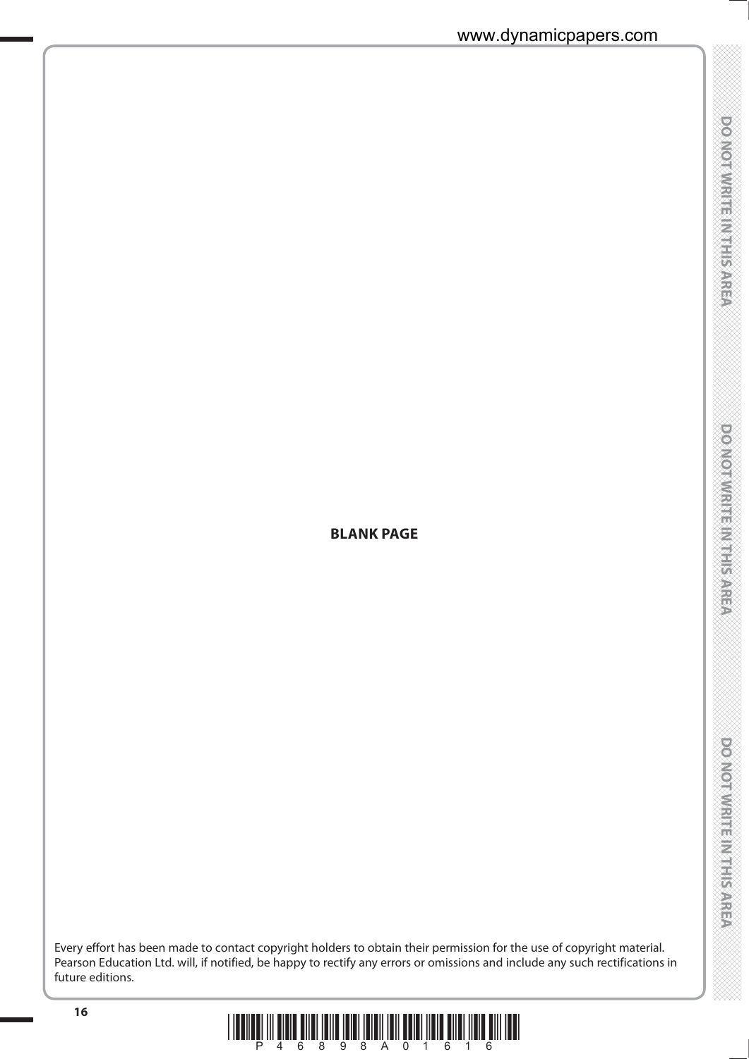**BLANK PAGE**

Every effort has been made to contact copyright holders to obtain their permission for the use of copyright material. Pearson Education Ltd. will, if notified, be happy to rectify any errors or omissions and include any such rectifications in future editions.